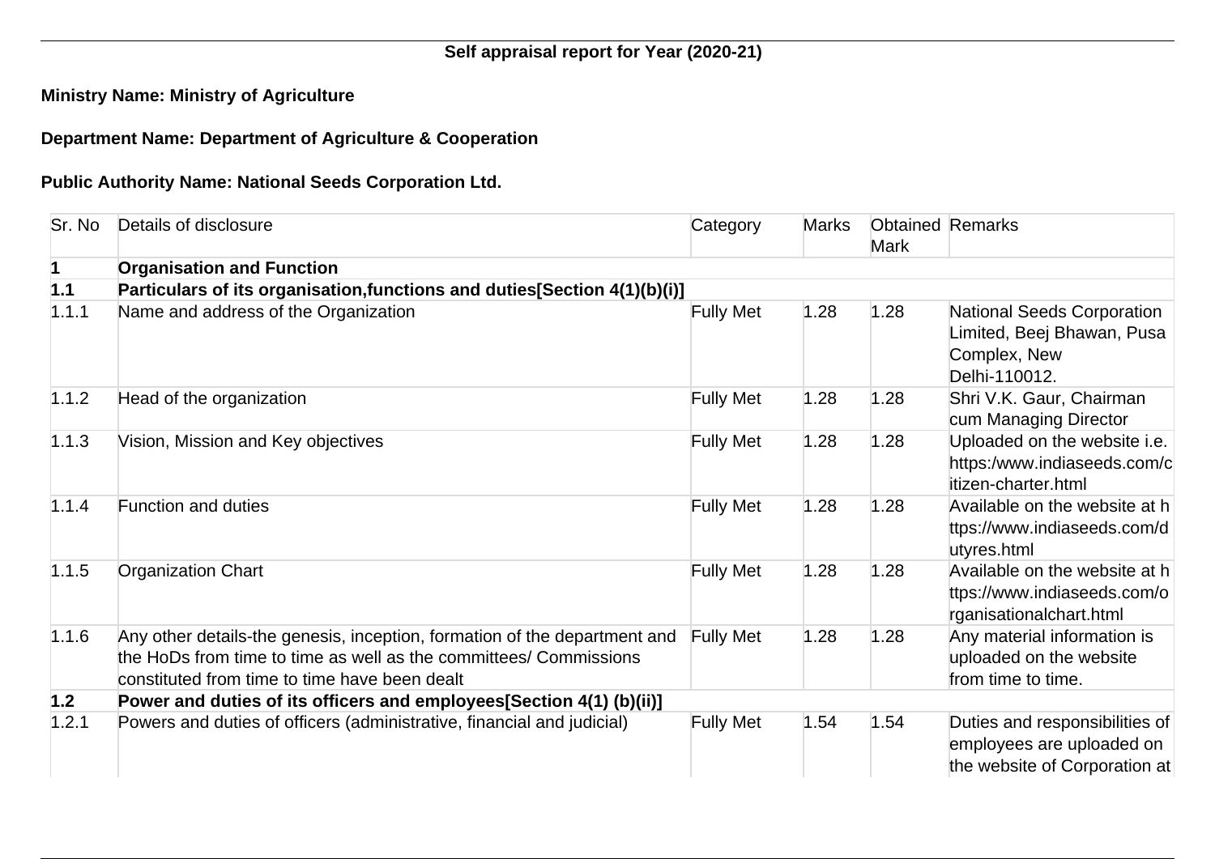**Self appraisal report for Year (2020-21)**

**Ministry Name: Ministry of Agriculture**

**Department Name: Department of Agriculture & Cooperation**

**Public Authority Name: National Seeds Corporation Ltd.**

| Sr. No | Details of disclosure | Category | Marks | Obtained Mark | Remarks |
|---|---|---|---|---|---|
| **1** | **Organisation and Function** | | | | |
| **1.1** | **Particulars of its organisation,functions and duties[Section 4(1)(b)(i)]** | | | | |
| 1.1.1 | Name and address of the Organization | Fully Met | 1.28 | 1.28 | National Seeds Corporation Limited, Beej Bhawan, Pusa Complex, New Delhi-110012. |
| 1.1.2 | Head of the organization | Fully Met | 1.28 | 1.28 | Shri V.K. Gaur, Chairman cum Managing Director |
| 1.1.3 | Vision, Mission and Key objectives | Fully Met | 1.28 | 1.28 | Uploaded on the website i.e. https:/www.indiaseeds.com/citizen-charter.html |
| 1.1.4 | Function and duties | Fully Met | 1.28 | 1.28 | Available on the website at https://www.indiaseeds.com/dutyres.html |
| 1.1.5 | Organization Chart | Fully Met | 1.28 | 1.28 | Available on the website at https://www.indiaseeds.com/organisationalchart.html |
| 1.1.6 | Any other details-the genesis, inception, formation of the department and the HoDs from time to time as well as the committees/ Commissions constituted from time to time have been dealt | Fully Met | 1.28 | 1.28 | Any material information is uploaded on the website from time to time. |
| **1.2** | **Power and duties of its officers and employees[Section 4(1) (b)(ii)]** | | | | |
| 1.2.1 | Powers and duties of officers (administrative, financial and judicial) | Fully Met | 1.54 | 1.54 | Duties and responsibilities of employees are uploaded on the website of Corporation at |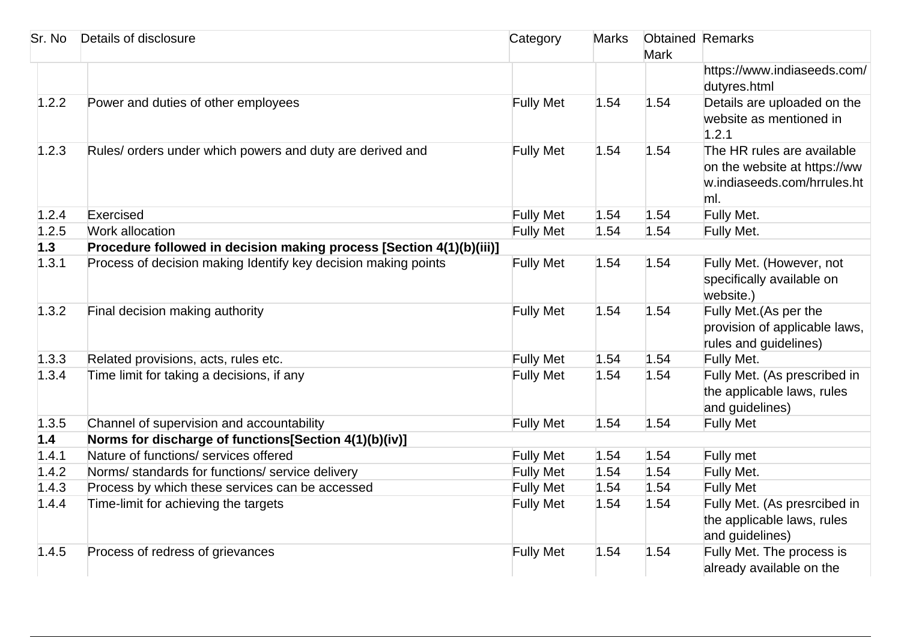| Sr. No | Details of disclosure | Category | Marks | Obtained Mark | Remarks |
|---|---|---|---|---|---|
| | | | | | https://www.indiaseeds.com/dutyres.html |
| 1.2.2 | Power and duties of other employees | Fully Met | 1.54 | 1.54 | Details are uploaded on the website as mentioned in 1.2.1 |
| 1.2.3 | Rules/ orders under which powers and duty are derived and | Fully Met | 1.54 | 1.54 | The HR rules are available on the website at https://www.indiaseeds.com/hrrules.html. |
| 1.2.4 | Exercised | Fully Met | 1.54 | 1.54 | Fully Met. |
| 1.2.5 | Work allocation | Fully Met | 1.54 | 1.54 | Fully Met. |
| **1.3** | **Procedure followed in decision making process [Section 4(1)(b)(iii)]** | | | | |
| 1.3.1 | Process of decision making Identify key decision making points | Fully Met | 1.54 | 1.54 | Fully Met. (However, not specifically available on website.) |
| 1.3.2 | Final decision making authority | Fully Met | 1.54 | 1.54 | Fully Met.(As per the provision of applicable laws, rules and guidelines) |
| 1.3.3 | Related provisions, acts, rules etc. | Fully Met | 1.54 | 1.54 | Fully Met. |
| 1.3.4 | Time limit for taking a decisions, if any | Fully Met | 1.54 | 1.54 | Fully Met. (As prescribed in the applicable laws, rules and guidelines) |
| 1.3.5 | Channel of supervision and accountability | Fully Met | 1.54 | 1.54 | Fully Met |
| **1.4** | **Norms for discharge of functions[Section 4(1)(b)(iv)]** | | | | |
| 1.4.1 | Nature of functions/ services offered | Fully Met | 1.54 | 1.54 | Fully met |
| 1.4.2 | Norms/ standards for functions/ service delivery | Fully Met | 1.54 | 1.54 | Fully Met. |
| 1.4.3 | Process by which these services can be accessed | Fully Met | 1.54 | 1.54 | Fully Met |
| 1.4.4 | Time-limit for achieving the targets | Fully Met | 1.54 | 1.54 | Fully Met. (As presrcibed in the applicable laws, rules and guidelines) |
| 1.4.5 | Process of redress of grievances | Fully Met | 1.54 | 1.54 | Fully Met. The process is already available on the |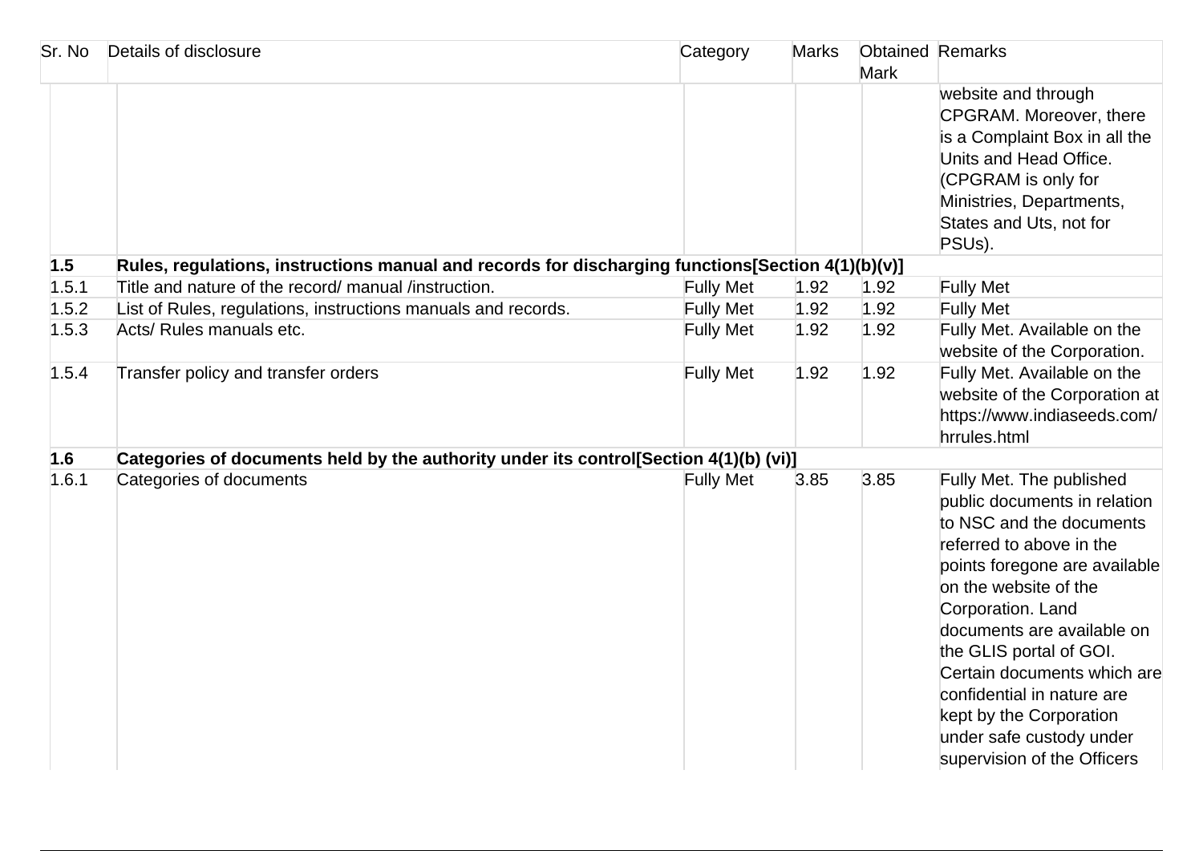| Sr. No | Details of disclosure | Category | Marks | Obtained Mark | Remarks |
|---|---|---|---|---|---|
| | | | | | website and through CPGRAM. Moreover, there is a Complaint Box in all the Units and Head Office. (CPGRAM is only for Ministries, Departments, States and Uts, not for PSUs). |
| **1.5** | **Rules, regulations, instructions manual and records for discharging functions[Section 4(1)(b)(v)]** | | | | |
| 1.5.1 | Title and nature of the record/ manual /instruction. | Fully Met | 1.92 | 1.92 | Fully Met |
| 1.5.2 | List of Rules, regulations, instructions manuals and records. | Fully Met | 1.92 | 1.92 | Fully Met |
| 1.5.3 | Acts/ Rules manuals etc. | Fully Met | 1.92 | 1.92 | Fully Met. Available on the website of the Corporation. |
| 1.5.4 | Transfer policy and transfer orders | Fully Met | 1.92 | 1.92 | Fully Met. Available on the website of the Corporation at https://www.indiaseeds.com/hrrules.html |
| **1.6** | **Categories of documents held by the authority under its control[Section 4(1)(b) (vi)]** | | | | |
| 1.6.1 | Categories of documents | Fully Met | 3.85 | 3.85 | Fully Met. The published public documents in relation to NSC and the documents referred to above in the points foregone are available on the website of the Corporation. Land documents are available on the GLIS portal of GOI. Certain documents which are confidential in nature are kept by the Corporation under safe custody under supervision of the Officers |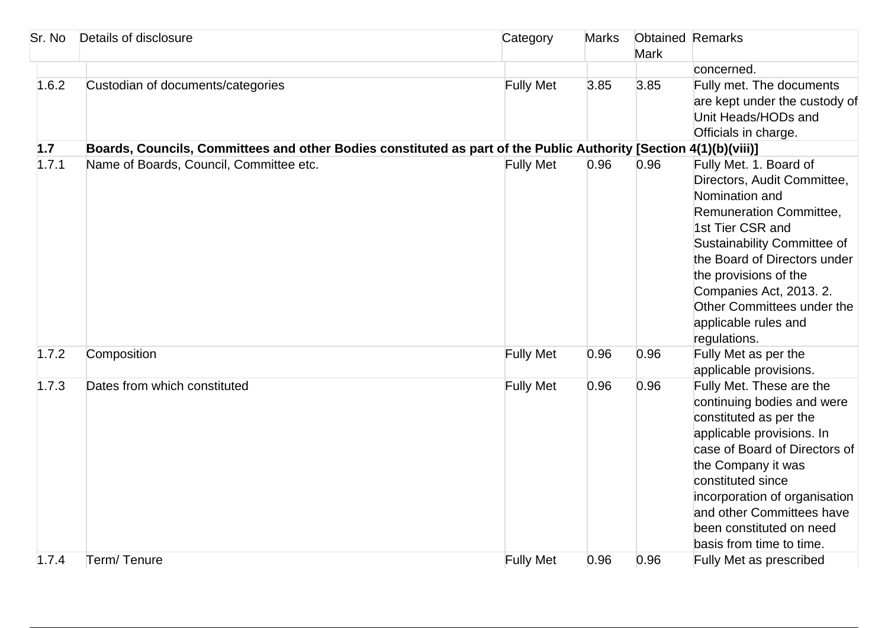| Sr. No | Details of disclosure | Category | Marks | Obtained Mark | Remarks |
|---|---|---|---|---|---|
| | | | | | concerned. |
| 1.6.2 | Custodian of documents/categories | Fully Met | 3.85 | 3.85 | Fully met. The documents are kept under the custody of Unit Heads/HODs and Officials in charge. |
| **1.7** | **Boards, Councils, Committees and other Bodies constituted as part of the Public Authority [Section 4(1)(b)(viii)]** | | | | |
| 1.7.1 | Name of Boards, Council, Committee etc. | Fully Met | 0.96 | 0.96 | Fully Met. 1. Board of Directors, Audit Committee, Nomination and Remuneration Committee, 1st Tier CSR and Sustainability Committee of the Board of Directors under the provisions of the Companies Act, 2013. 2. Other Committees under the applicable rules and regulations. |
| 1.7.2 | Composition | Fully Met | 0.96 | 0.96 | Fully Met as per the applicable provisions. |
| 1.7.3 | Dates from which constituted | Fully Met | 0.96 | 0.96 | Fully Met. These are the continuing bodies and were constituted as per the applicable provisions. In case of Board of Directors of the Company it was constituted since incorporation of organisation and other Committees have been constituted on need basis from time to time. |
| 1.7.4 | Term/ Tenure | Fully Met | 0.96 | 0.96 | Fully Met as prescribed |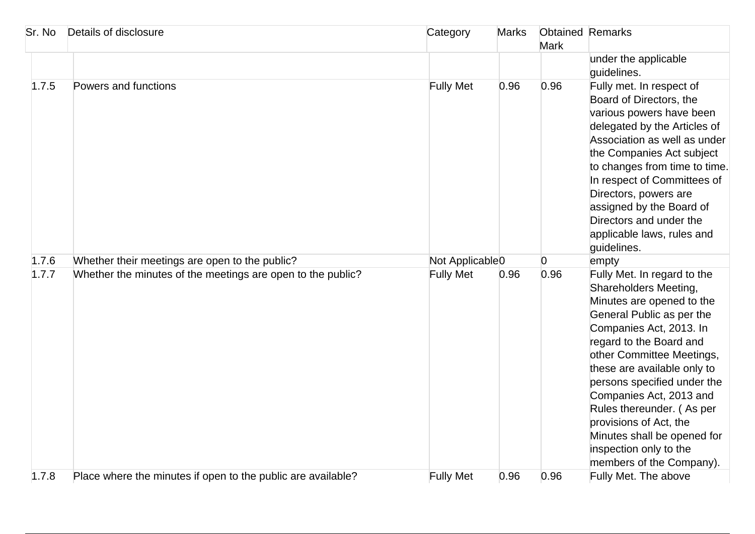| Sr. No | Details of disclosure | Category | Marks | Obtained Mark | Remarks |
|---|---|---|---|---|---|
| | | | | | under the applicable guidelines. |
| 1.7.5 | Powers and functions | Fully Met | 0.96 | 0.96 | Fully met. In respect of Board of Directors, the various powers have been delegated by the Articles of Association as well as under the Companies Act subject to changes from time to time. In respect of Committees of Directors, powers are assigned by the Board of Directors and under the applicable laws, rules and guidelines. |
| 1.7.6 | Whether their meetings are open to the public? | Not Applicable | 0 | 0 | empty |
| 1.7.7 | Whether the minutes of the meetings are open to the public? | Fully Met | 0.96 | 0.96 | Fully Met. In regard to the Shareholders Meeting, Minutes are opened to the General Public as per the Companies Act, 2013. In regard to the Board and other Committee Meetings, these are available only to persons specified under the Companies Act, 2013 and Rules thereunder. ( As per provisions of Act, the Minutes shall be opened for inspection only to the members of the Company). |
| 1.7.8 | Place where the minutes if open to the public are available? | Fully Met | 0.96 | 0.96 | Fully Met. The above |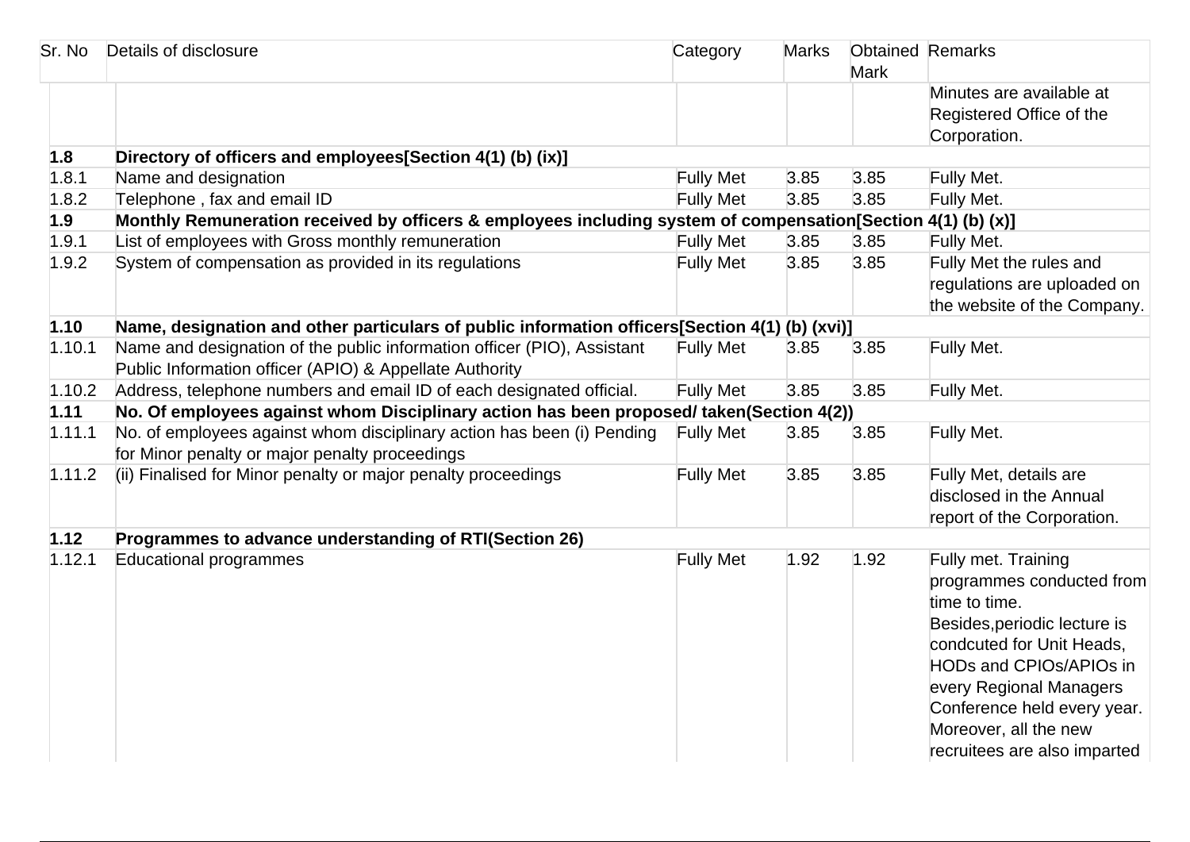| Sr. No | Details of disclosure | Category | Marks | Obtained Mark | Remarks |
|---|---|---|---|---|---|
| | | | | | Minutes are available at Registered Office of the Corporation. |
| **1.8** | **Directory of officers and employees[Section 4(1) (b) (ix)]** | | | | |
| 1.8.1 | Name and designation | Fully Met | 3.85 | 3.85 | Fully Met. |
| 1.8.2 | Telephone , fax and email ID | Fully Met | 3.85 | 3.85 | Fully Met. |
| **1.9** | **Monthly Remuneration received by officers & employees including system of compensation[Section 4(1) (b) (x)]** | | | | |
| 1.9.1 | List of employees with Gross monthly remuneration | Fully Met | 3.85 | 3.85 | Fully Met. |
| 1.9.2 | System of compensation as provided in its regulations | Fully Met | 3.85 | 3.85 | Fully Met the rules and regulations are uploaded on the website of the Company. |
| **1.10** | **Name, designation and other particulars of public information officers[Section 4(1) (b) (xvi)]** | | | | |
| 1.10.1 | Name and designation of the public information officer (PIO), Assistant Public Information officer (APIO) & Appellate Authority | Fully Met | 3.85 | 3.85 | Fully Met. |
| 1.10.2 | Address, telephone numbers and email ID of each designated official. | Fully Met | 3.85 | 3.85 | Fully Met. |
| **1.11** | **No. Of employees against whom Disciplinary action has been proposed/ taken(Section 4(2))** | | | | |
| 1.11.1 | No. of employees against whom disciplinary action has been (i) Pending for Minor penalty or major penalty proceedings | Fully Met | 3.85 | 3.85 | Fully Met. |
| 1.11.2 | (ii) Finalised for Minor penalty or major penalty proceedings | Fully Met | 3.85 | 3.85 | Fully Met, details are disclosed in the Annual report of the Corporation. |
| **1.12** | **Programmes to advance understanding of RTI(Section 26)** | | | | |
| 1.12.1 | Educational programmes | Fully Met | 1.92 | 1.92 | Fully met. Training programmes conducted from time to time. Besides,periodic lecture is condcuted for Unit Heads, HODs and CPIOs/APIOs in every Regional Managers Conference held every year. Moreover, all the new recruitees are also imparted |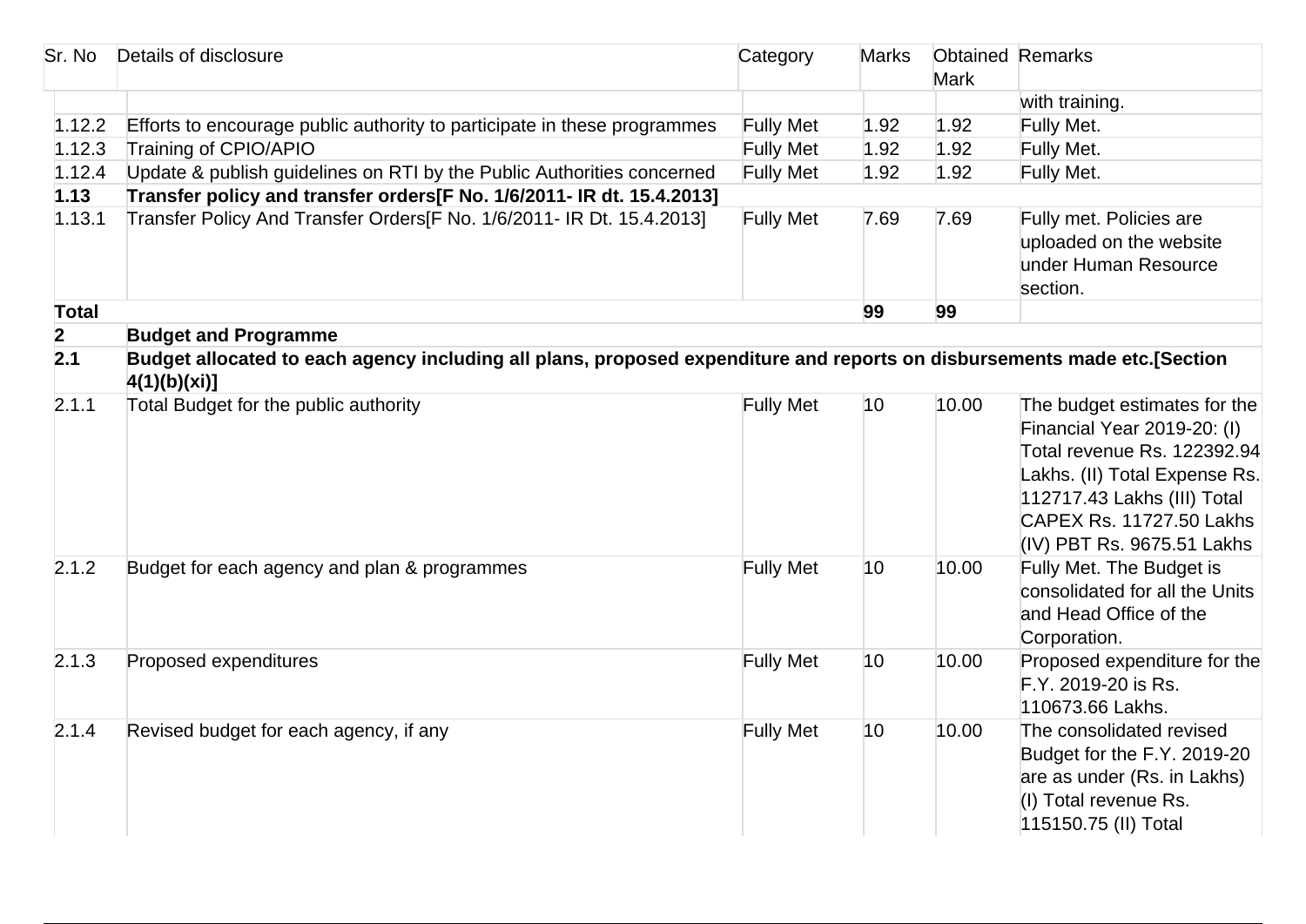| Sr. No | Details of disclosure | Category | Marks | Obtained Mark | Remarks |
|---|---|---|---|---|---|
| | | | | | with training. |
| 1.12.2 | Efforts to encourage public authority to participate in these programmes | Fully Met | 1.92 | 1.92 | Fully Met. |
| 1.12.3 | Training of CPIO/APIO | Fully Met | 1.92 | 1.92 | Fully Met. |
| 1.12.4 | Update & publish guidelines on RTI by the Public Authorities concerned | Fully Met | 1.92 | 1.92 | Fully Met. |
| **1.13** | **Transfer policy and transfer orders[F No. 1/6/2011- IR dt. 15.4.2013]** | | | | |
| 1.13.1 | Transfer Policy And Transfer Orders[F No. 1/6/2011- IR Dt. 15.4.2013] | Fully Met | 7.69 | 7.69 | Fully met. Policies are uploaded on the website under Human Resource section. |
| **Total** | | | **99** | **99** | |
| **2** | **Budget and Programme** | | | | |
| **2.1** | **Budget allocated to each agency including all plans, proposed expenditure and reports on disbursements made etc.[Section 4(1)(b)(xi)]** | | | | |
| 2.1.1 | Total Budget for the public authority | Fully Met | 10 | 10.00 | The budget estimates for the Financial Year 2019-20: (I) Total revenue Rs. 122392.94 Lakhs. (II) Total Expense Rs. 112717.43 Lakhs (III) Total CAPEX Rs. 11727.50 Lakhs (IV) PBT Rs. 9675.51 Lakhs |
| 2.1.2 | Budget for each agency and plan & programmes | Fully Met | 10 | 10.00 | Fully Met. The Budget is consolidated for all the Units and Head Office of the Corporation. |
| 2.1.3 | Proposed expenditures | Fully Met | 10 | 10.00 | Proposed expenditure for the F.Y. 2019-20 is Rs. 110673.66 Lakhs. |
| 2.1.4 | Revised budget for each agency, if any | Fully Met | 10 | 10.00 | The consolidated revised Budget for the F.Y. 2019-20 are as under (Rs. in Lakhs) (I) Total revenue Rs. 115150.75 (II) Total |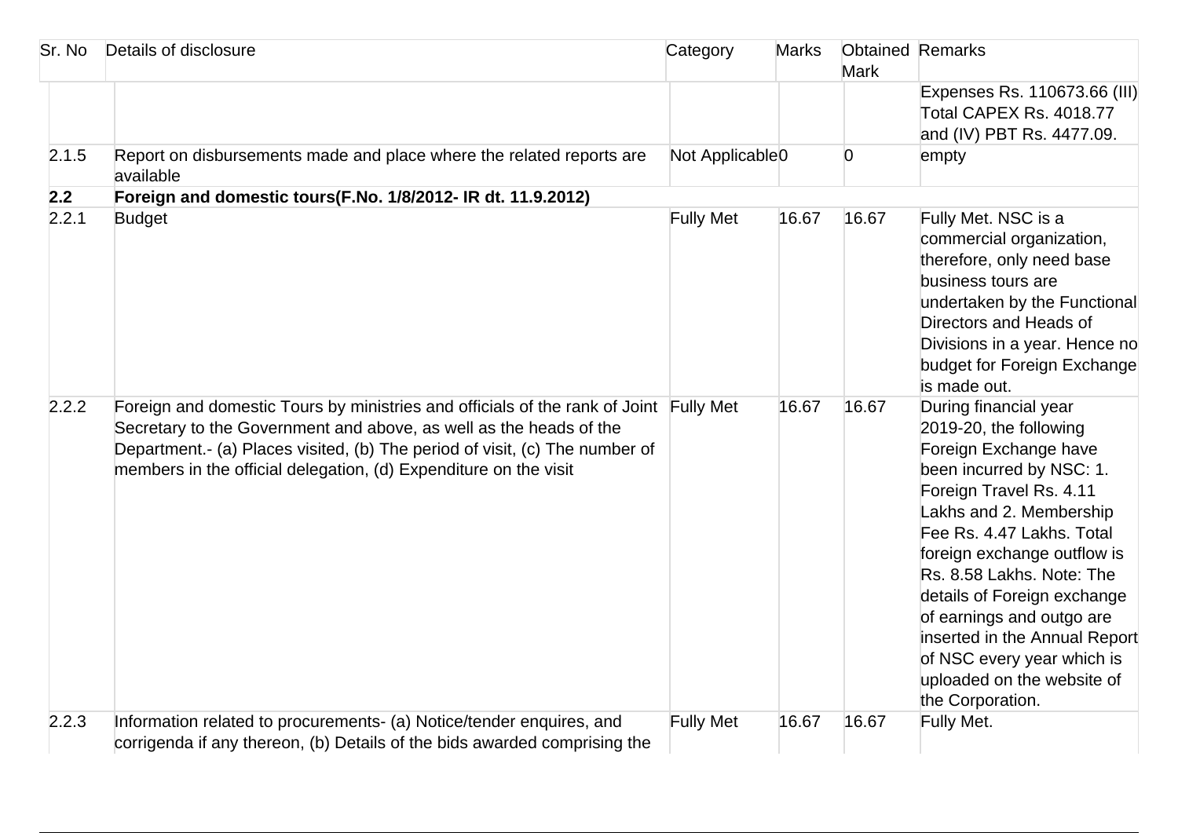| Sr. No | Details of disclosure | Category | Marks | Obtained Mark | Remarks |
|---|---|---|---|---|---|
| | | | | | Expenses Rs. 110673.66 (III) Total CAPEX Rs. 4018.77 and (IV) PBT Rs. 4477.09. |
| 2.1.5 | Report on disbursements made and place where the related reports are available | Not Applicable | 0 | 0 | empty |
| **2.2** | **Foreign and domestic tours(F.No. 1/8/2012- IR dt. 11.9.2012)** | | | | |
| 2.2.1 | Budget | Fully Met | 16.67 | 16.67 | Fully Met. NSC is a commercial organization, therefore, only need base business tours are undertaken by the Functional Directors and Heads of Divisions in a year. Hence no budget for Foreign Exchange is made out. |
| 2.2.2 | Foreign and domestic Tours by ministries and officials of the rank of Joint Secretary to the Government and above, as well as the heads of the Department.- (a) Places visited, (b) The period of visit, (c) The number of members in the official delegation, (d) Expenditure on the visit | Fully Met | 16.67 | 16.67 | During financial year 2019-20, the following Foreign Exchange have been incurred by NSC: 1. Foreign Travel Rs. 4.11 Lakhs and 2. Membership Fee Rs. 4.47 Lakhs. Total foreign exchange outflow is Rs. 8.58 Lakhs. Note: The details of Foreign exchange of earnings and outgo are inserted in the Annual Report of NSC every year which is uploaded on the website of the Corporation. |
| 2.2.3 | Information related to procurements- (a) Notice/tender enquires, and corrigenda if any thereon, (b) Details of the bids awarded comprising the | Fully Met | 16.67 | 16.67 | Fully Met. |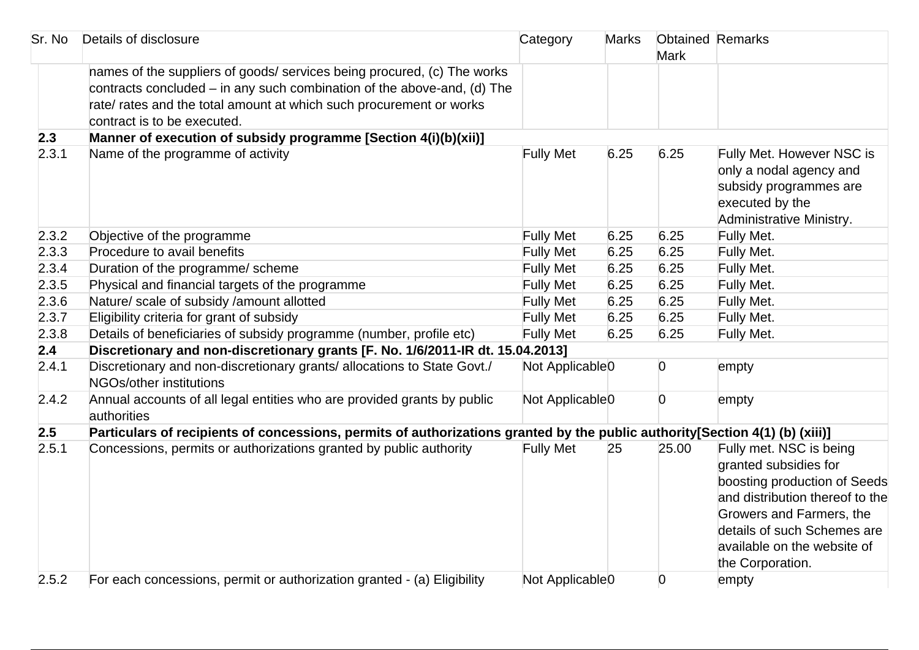| Sr. No | Details of disclosure | Category | Marks | Obtained Mark | Remarks |
|---|---|---|---|---|---|
| | names of the suppliers of goods/ services being procured, (c) The works contracts concluded – in any such combination of the above-and, (d) The rate/ rates and the total amount at which such procurement or works contract is to be executed. | | | | |
| **2.3** | **Manner of execution of subsidy programme [Section 4(i)(b)(xii)]** | | | | |
| 2.3.1 | Name of the programme of activity | Fully Met | 6.25 | 6.25 | Fully Met. However NSC is only a nodal agency and subsidy programmes are executed by the Administrative Ministry. |
| 2.3.2 | Objective of the programme | Fully Met | 6.25 | 6.25 | Fully Met. |
| 2.3.3 | Procedure to avail benefits | Fully Met | 6.25 | 6.25 | Fully Met. |
| 2.3.4 | Duration of the programme/ scheme | Fully Met | 6.25 | 6.25 | Fully Met. |
| 2.3.5 | Physical and financial targets of the programme | Fully Met | 6.25 | 6.25 | Fully Met. |
| 2.3.6 | Nature/ scale of subsidy /amount allotted | Fully Met | 6.25 | 6.25 | Fully Met. |
| 2.3.7 | Eligibility criteria for grant of subsidy | Fully Met | 6.25 | 6.25 | Fully Met. |
| 2.3.8 | Details of beneficiaries of subsidy programme (number, profile etc) | Fully Met | 6.25 | 6.25 | Fully Met. |
| **2.4** | **Discretionary and non-discretionary grants [F. No. 1/6/2011-IR dt. 15.04.2013]** | | | | |
| 2.4.1 | Discretionary and non-discretionary grants/ allocations to State Govt./ NGOs/other institutions | Not Applicable | 0 | 0 | empty |
| 2.4.2 | Annual accounts of all legal entities who are provided grants by public authorities | Not Applicable | 0 | 0 | empty |
| **2.5** | **Particulars of recipients of concessions, permits of authorizations granted by the public authority[Section 4(1) (b) (xiii)]** | | | | |
| 2.5.1 | Concessions, permits or authorizations granted by public authority | Fully Met | 25 | 25.00 | Fully met. NSC is being granted subsidies for boosting production of Seeds and distribution thereof to the Growers and Farmers, the details of such Schemes are available on the website of the Corporation. |
| 2.5.2 | For each concessions, permit or authorization granted - (a) Eligibility | Not Applicable | 0 | 0 | empty |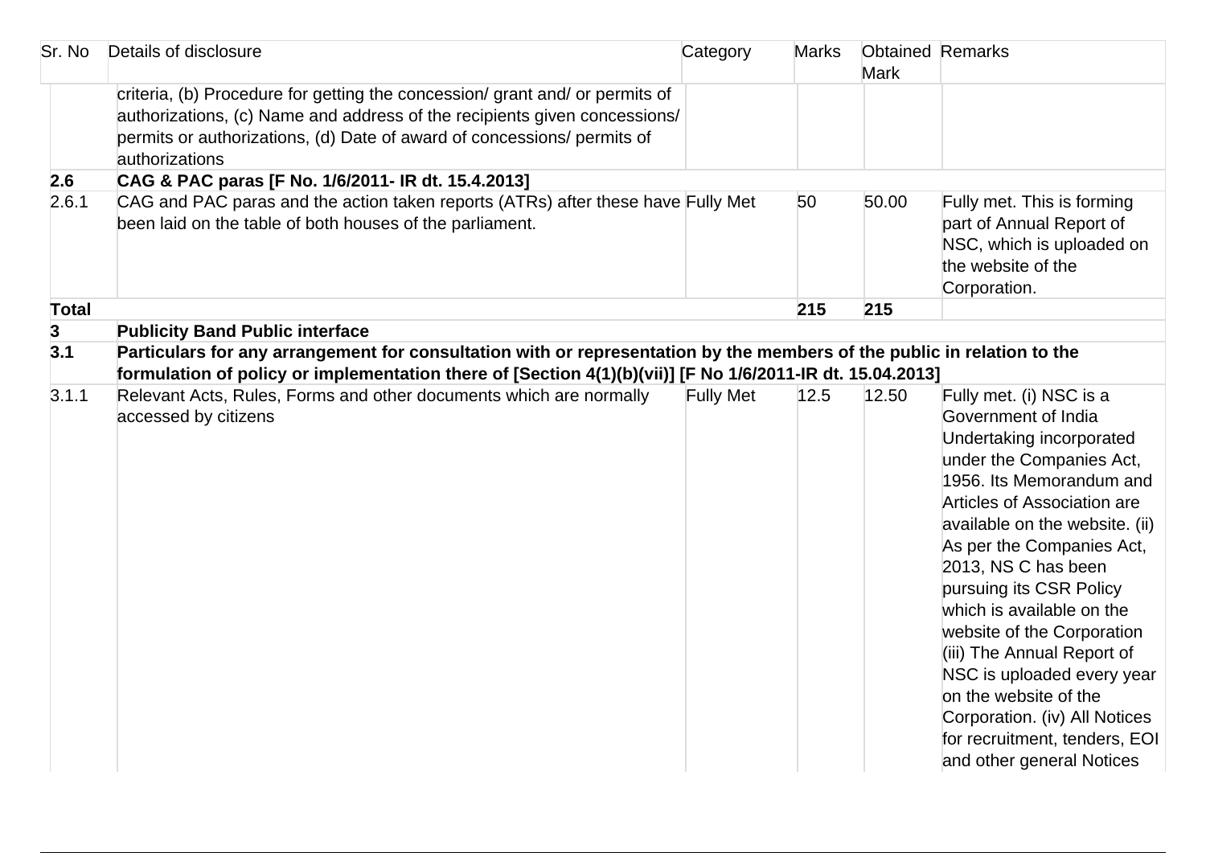| Sr. No | Details of disclosure | Category | Marks | Obtained Mark | Remarks |
|---|---|---|---|---|---|
| | criteria, (b) Procedure for getting the concession/ grant and/ or permits of authorizations, (c) Name and address of the recipients given concessions/ permits or authorizations, (d) Date of award of concessions/ permits of authorizations | | | | |
| **2.6** | **CAG & PAC paras [F No. 1/6/2011- IR dt. 15.4.2013]** | | | | |
| 2.6.1 | CAG and PAC paras and the action taken reports (ATRs) after these have been laid on the table of both houses of the parliament. | Fully Met | 50 | 50.00 | Fully met. This is forming part of Annual Report of NSC, which is uploaded on the website of the Corporation. |
| **Total** | | | **215** | **215** | |
| **3** | **Publicity Band Public interface** | | | | |
| **3.1** | **Particulars for any arrangement for consultation with or representation by the members of the public in relation to the formulation of policy or implementation there of [Section 4(1)(b)(vii)] [F No 1/6/2011-IR dt. 15.04.2013]** | | | | |
| 3.1.1 | Relevant Acts, Rules, Forms and other documents which are normally accessed by citizens | Fully Met | 12.5 | 12.50 | Fully met. (i) NSC is a Government of India Undertaking incorporated under the Companies Act, 1956. Its Memorandum and Articles of Association are available on the website. (ii) As per the Companies Act, 2013, NS C has been pursuing its CSR Policy which is available on the website of the Corporation (iii) The Annual Report of NSC is uploaded every year on the website of the Corporation. (iv) All Notices for recruitment, tenders, EOI and other general Notices |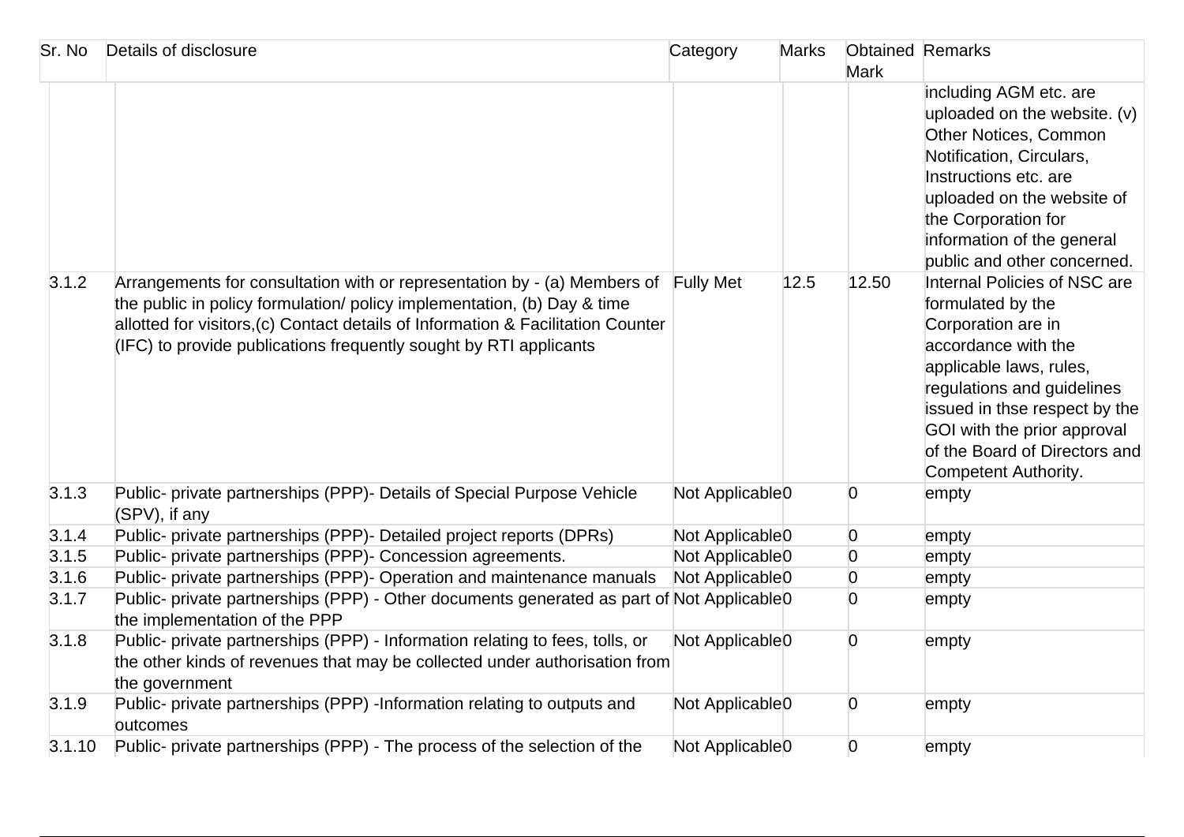| Sr. No | Details of disclosure | Category | Marks | Obtained Mark | Remarks |
|---|---|---|---|---|---|
| | | | | | including AGM etc. are uploaded on the website. (v) Other Notices, Common Notification, Circulars, Instructions etc. are uploaded on the website of the Corporation for information of the general public and other concerned. |
| 3.1.2 | Arrangements for consultation with or representation by - (a) Members of the public in policy formulation/ policy implementation, (b) Day & time allotted for visitors,(c) Contact details of Information & Facilitation Counter (IFC) to provide publications frequently sought by RTI applicants | Fully Met | 12.5 | 12.50 | Internal Policies of NSC are formulated by the Corporation are in accordance with the applicable laws, rules, regulations and guidelines issued in thse respect by the GOI with the prior approval of the Board of Directors and Competent Authority. |
| 3.1.3 | Public- private partnerships (PPP)- Details of Special Purpose Vehicle (SPV), if any | Not Applicable | 0 | 0 | empty |
| 3.1.4 | Public- private partnerships (PPP)- Detailed project reports (DPRs) | Not Applicable | 0 | 0 | empty |
| 3.1.5 | Public- private partnerships (PPP)- Concession agreements. | Not Applicable | 0 | 0 | empty |
| 3.1.6 | Public- private partnerships (PPP)- Operation and maintenance manuals | Not Applicable | 0 | 0 | empty |
| 3.1.7 | Public- private partnerships (PPP) - Other documents generated as part of the implementation of the PPP | Not Applicable | 0 | 0 | empty |
| 3.1.8 | Public- private partnerships (PPP) - Information relating to fees, tolls, or the other kinds of revenues that may be collected under authorisation from the government | Not Applicable | 0 | 0 | empty |
| 3.1.9 | Public- private partnerships (PPP) -Information relating to outputs and outcomes | Not Applicable | 0 | 0 | empty |
| 3.1.10 | Public- private partnerships (PPP) - The process of the selection of the | Not Applicable | 0 | 0 | empty |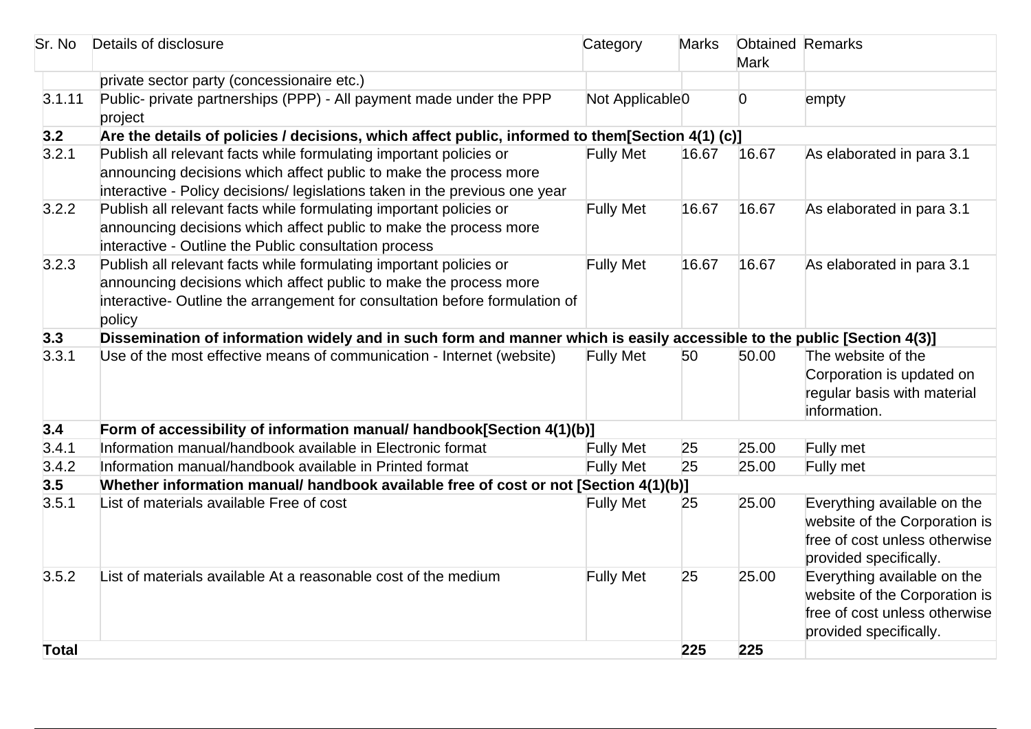| Sr. No | Details of disclosure | Category | Marks | Obtained Mark | Remarks |
|---|---|---|---|---|---|
| | private sector party (concessionaire etc.) | | | | |
| 3.1.11 | Public- private partnerships (PPP) - All payment made under the PPP project | Not Applicable | 0 | 0 | empty |
| **3.2** | **Are the details of policies / decisions, which affect public, informed to them[Section 4(1) (c)]** | | | | |
| 3.2.1 | Publish all relevant facts while formulating important policies or announcing decisions which affect public to make the process more interactive - Policy decisions/ legislations taken in the previous one year | Fully Met | 16.67 | 16.67 | As elaborated in para 3.1 |
| 3.2.2 | Publish all relevant facts while formulating important policies or announcing decisions which affect public to make the process more interactive - Outline the Public consultation process | Fully Met | 16.67 | 16.67 | As elaborated in para 3.1 |
| 3.2.3 | Publish all relevant facts while formulating important policies or announcing decisions which affect public to make the process more interactive- Outline the arrangement for consultation before formulation of policy | Fully Met | 16.67 | 16.67 | As elaborated in para 3.1 |
| **3.3** | **Dissemination of information widely and in such form and manner which is easily accessible to the public [Section 4(3)]** | | | | |
| 3.3.1 | Use of the most effective means of communication - Internet (website) | Fully Met | 50 | 50.00 | The website of the Corporation is updated on regular basis with material information. |
| **3.4** | **Form of accessibility of information manual/ handbook[Section 4(1)(b)]** | | | | |
| 3.4.1 | Information manual/handbook available in Electronic format | Fully Met | 25 | 25.00 | Fully met |
| 3.4.2 | Information manual/handbook available in Printed format | Fully Met | 25 | 25.00 | Fully met |
| **3.5** | **Whether information manual/ handbook available free of cost or not [Section 4(1)(b)]** | | | | |
| 3.5.1 | List of materials available Free of cost | Fully Met | 25 | 25.00 | Everything available on the website of the Corporation is free of cost unless otherwise provided specifically. |
| 3.5.2 | List of materials available At a reasonable cost of the medium | Fully Met | 25 | 25.00 | Everything available on the website of the Corporation is free of cost unless otherwise provided specifically. |
| **Total** | | | **225** | **225** | |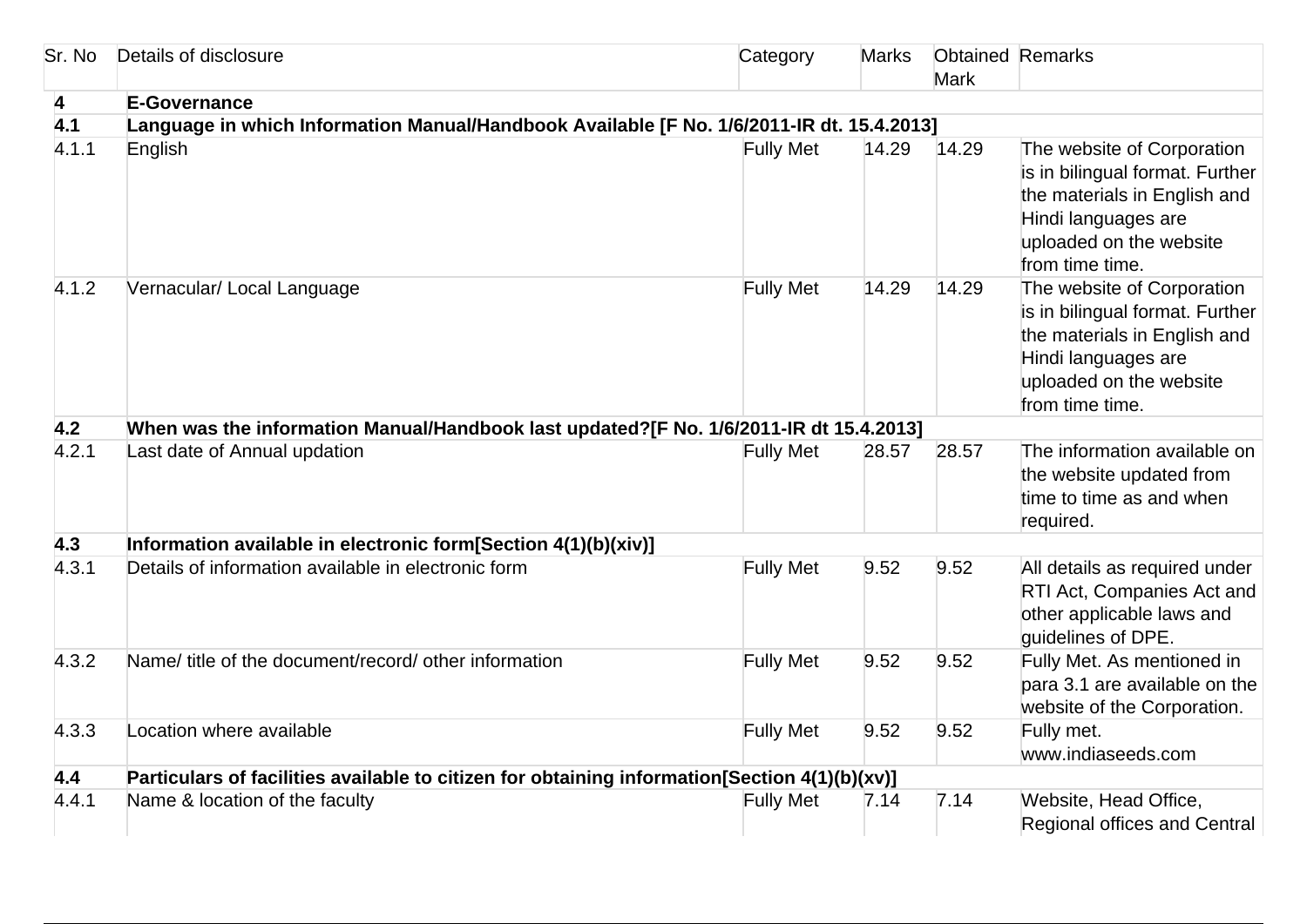| Sr. No | Details of disclosure | Category | Marks | Obtained Mark | Remarks |
|---|---|---|---|---|---|
| **4** | **E-Governance** | | | | |
| **4.1** | **Language in which Information Manual/Handbook Available [F No. 1/6/2011-IR dt. 15.4.2013]** | | | | |
| 4.1.1 | English | Fully Met | 14.29 | 14.29 | The website of Corporation is in bilingual format. Further the materials in English and Hindi languages are uploaded on the website from time time. |
| 4.1.2 | Vernacular/ Local Language | Fully Met | 14.29 | 14.29 | The website of Corporation is in bilingual format. Further the materials in English and Hindi languages are uploaded on the website from time time. |
| **4.2** | **When was the information Manual/Handbook last updated?[F No. 1/6/2011-IR dt 15.4.2013]** | | | | |
| 4.2.1 | Last date of Annual updation | Fully Met | 28.57 | 28.57 | The information available on the website updated from time to time as and when required. |
| **4.3** | **Information available in electronic form[Section 4(1)(b)(xiv)]** | | | | |
| 4.3.1 | Details of information available in electronic form | Fully Met | 9.52 | 9.52 | All details as required under RTI Act, Companies Act and other applicable laws and guidelines of DPE. |
| 4.3.2 | Name/ title of the document/record/ other information | Fully Met | 9.52 | 9.52 | Fully Met. As mentioned in para 3.1 are available on the website of the Corporation. |
| 4.3.3 | Location where available | Fully Met | 9.52 | 9.52 | Fully met. www.indiaseeds.com |
| **4.4** | **Particulars of facilities available to citizen for obtaining information[Section 4(1)(b)(xv)]** | | | | |
| 4.4.1 | Name & location of the faculty | Fully Met | 7.14 | 7.14 | Website, Head Office, Regional offices and Central |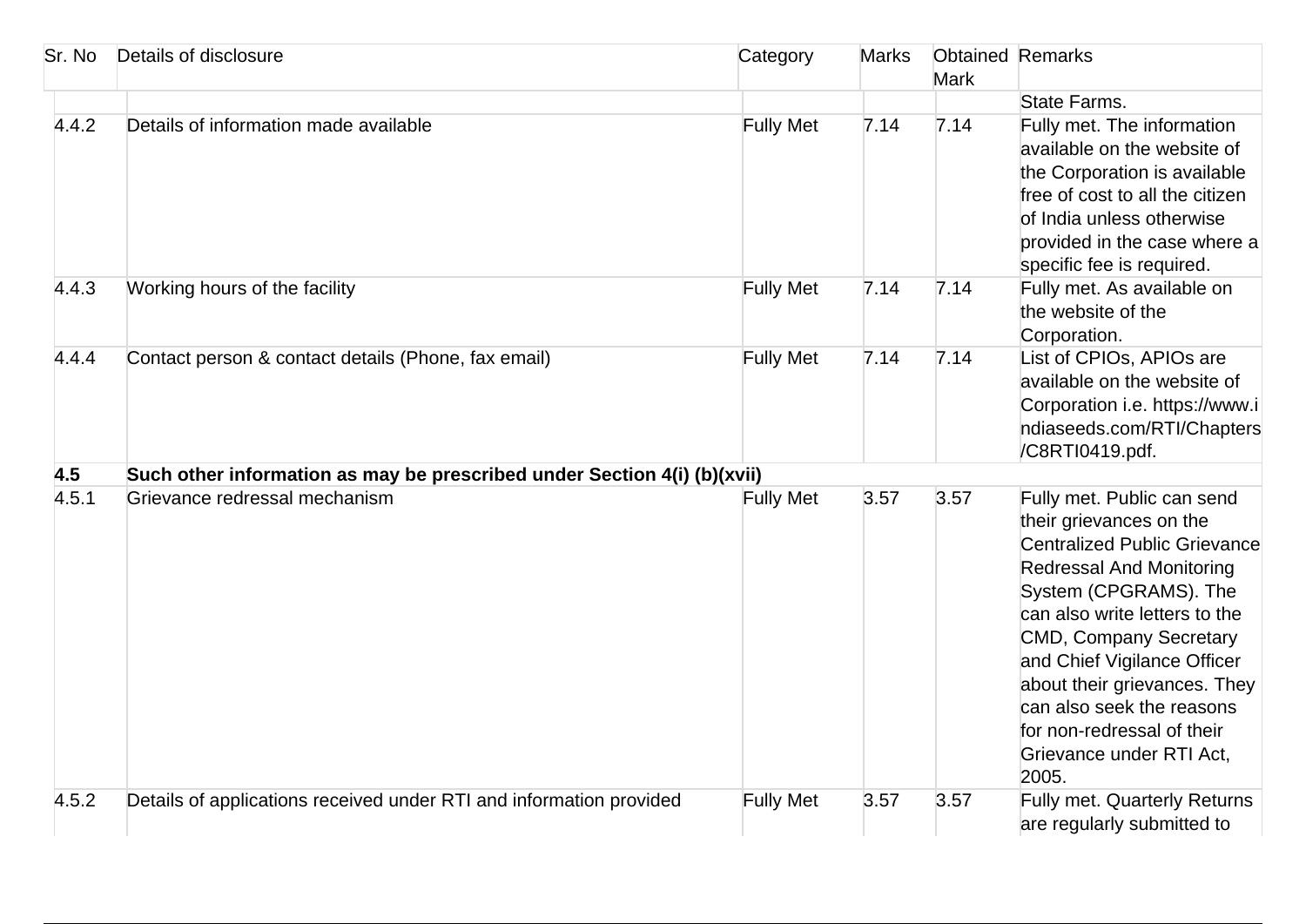| Sr. No | Details of disclosure | Category | Marks | Obtained Mark | Remarks |
|---|---|---|---|---|---|
| | | | | | State Farms. |
| 4.4.2 | Details of information made available | Fully Met | 7.14 | 7.14 | Fully met. The information available on the website of the Corporation is available free of cost to all the citizen of India unless otherwise provided in the case where a specific fee is required. |
| 4.4.3 | Working hours of the facility | Fully Met | 7.14 | 7.14 | Fully met. As available on the website of the Corporation. |
| 4.4.4 | Contact person & contact details (Phone, fax email) | Fully Met | 7.14 | 7.14 | List of CPIOs, APIOs are available on the website of Corporation i.e. https://www.indiaseeds.com/RTI/Chapters/C8RTI0419.pdf. |
| **4.5** | **Such other information as may be prescribed under Section 4(i) (b)(xvii)** | | | | |
| 4.5.1 | Grievance redressal mechanism | Fully Met | 3.57 | 3.57 | Fully met. Public can send their grievances on the Centralized Public Grievance Redressal And Monitoring System (CPGRAMS). The can also write letters to the CMD, Company Secretary and Chief Vigilance Officer about their grievances. They can also seek the reasons for non-redressal of their Grievance under RTI Act, 2005. |
| 4.5.2 | Details of applications received under RTI and information provided | Fully Met | 3.57 | 3.57 | Fully met. Quarterly Returns are regularly submitted to |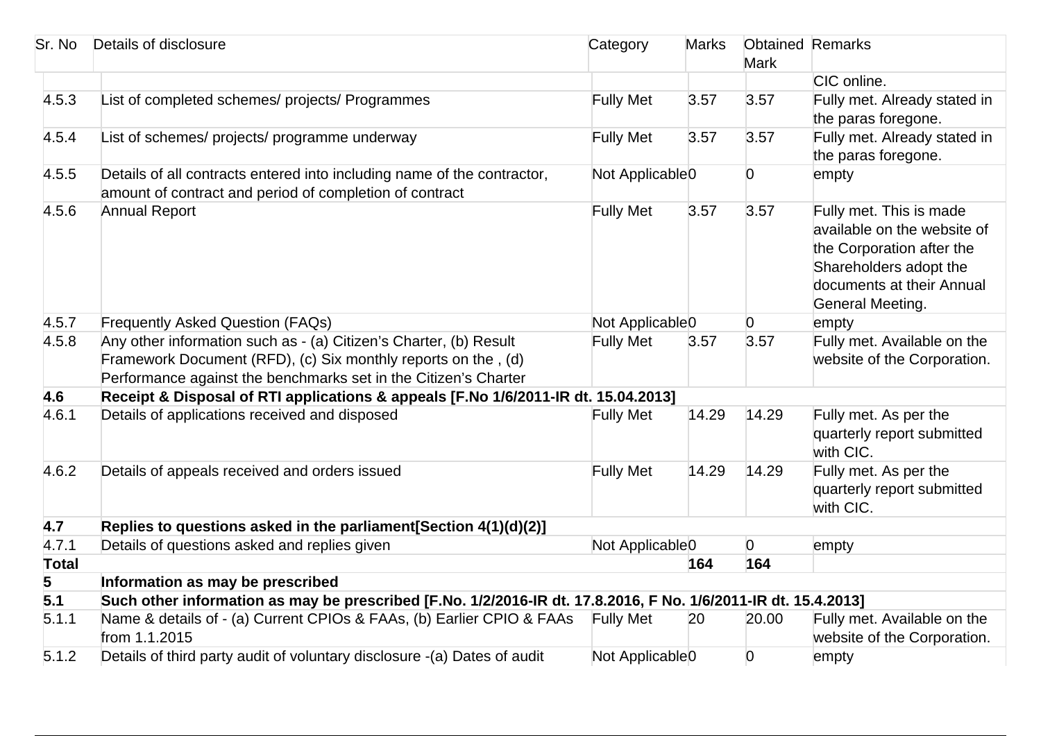| Sr. No | Details of disclosure | Category | Marks | Obtained Mark | Remarks |
|---|---|---|---|---|---|
| | | | | | CIC online. |
| 4.5.3 | List of completed schemes/ projects/ Programmes | Fully Met | 3.57 | 3.57 | Fully met. Already stated in the paras foregone. |
| 4.5.4 | List of schemes/ projects/ programme underway | Fully Met | 3.57 | 3.57 | Fully met. Already stated in the paras foregone. |
| 4.5.5 | Details of all contracts entered into including name of the contractor, amount of contract and period of completion of contract | Not Applicable | 0 | 0 | empty |
| 4.5.6 | Annual Report | Fully Met | 3.57 | 3.57 | Fully met. This is made available on the website of the Corporation after the Shareholders adopt the documents at their Annual General Meeting. |
| 4.5.7 | Frequently Asked Question (FAQs) | Not Applicable | 0 | 0 | empty |
| 4.5.8 | Any other information such as - (a) Citizen's Charter, (b) Result Framework Document (RFD), (c) Six monthly reports on the , (d) Performance against the benchmarks set in the Citizen's Charter | Fully Met | 3.57 | 3.57 | Fully met. Available on the website of the Corporation. |
| **4.6** | **Receipt & Disposal of RTI applications & appeals [F.No 1/6/2011-IR dt. 15.04.2013]** | | | | |
| 4.6.1 | Details of applications received and disposed | Fully Met | 14.29 | 14.29 | Fully met. As per the quarterly report submitted with CIC. |
| 4.6.2 | Details of appeals received and orders issued | Fully Met | 14.29 | 14.29 | Fully met. As per the quarterly report submitted with CIC. |
| **4.7** | **Replies to questions asked in the parliament[Section 4(1)(d)(2)]** | | | | |
| 4.7.1 | Details of questions asked and replies given | Not Applicable | 0 | 0 | empty |
| **Total** | | | **164** | **164** | |
| **5** | **Information as may be prescribed** | | | | |
| **5.1** | **Such other information as may be prescribed [F.No. 1/2/2016-IR dt. 17.8.2016, F No. 1/6/2011-IR dt. 15.4.2013]** | | | | |
| 5.1.1 | Name & details of - (a) Current CPIOs & FAAs, (b) Earlier CPIO & FAAs from 1.1.2015 | Fully Met | 20 | 20.00 | Fully met. Available on the website of the Corporation. |
| 5.1.2 | Details of third party audit of voluntary disclosure -(a) Dates of audit | Not Applicable | 0 | 0 | empty |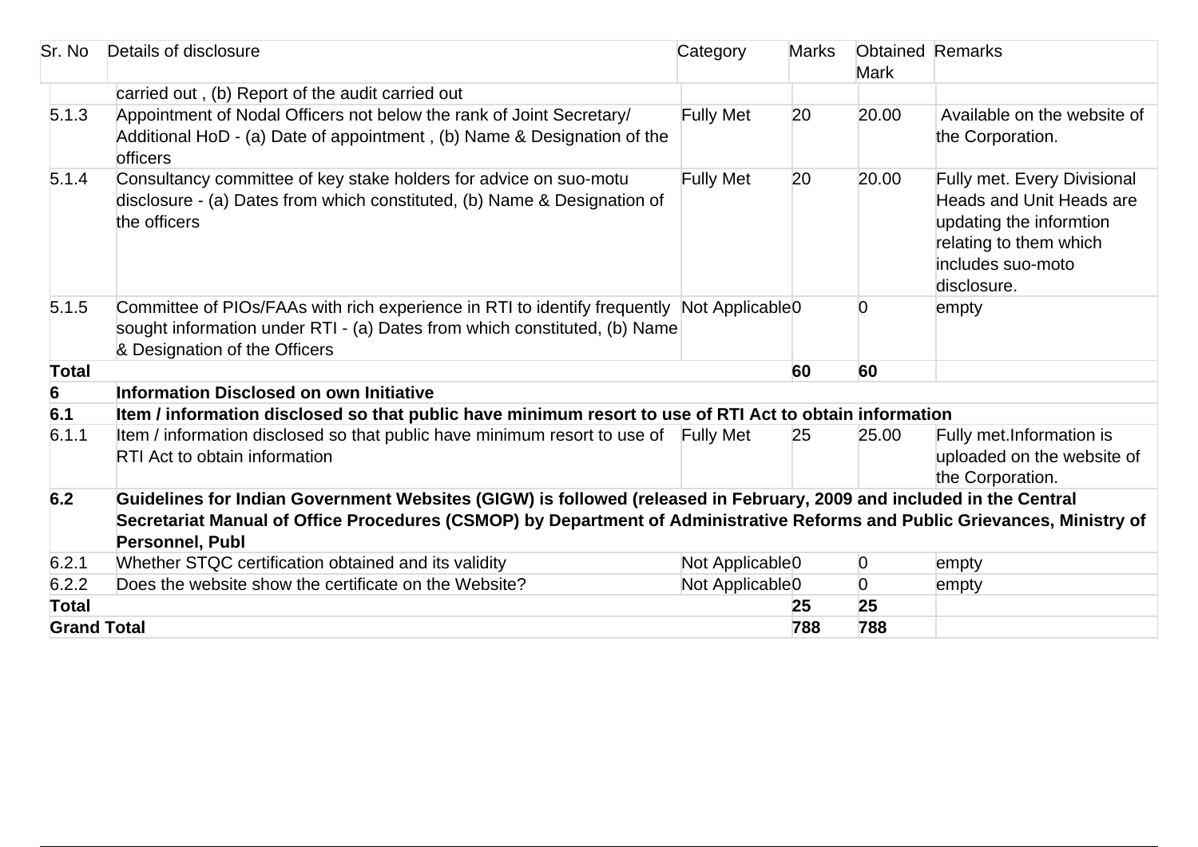| Sr. No | Details of disclosure | Category | Marks | Obtained Mark | Remarks |
| --- | --- | --- | --- | --- | --- |
| | carried out , (b) Report of the audit carried out | | | | |
| 5.1.3 | Appointment of Nodal Officers not below the rank of Joint Secretary/ Additional HoD - (a) Date of appointment , (b) Name & Designation of the officers | Fully Met | 20 | 20.00 | Available on the website of the Corporation. |
| 5.1.4 | Consultancy committee of key stake holders for advice on suo-motu disclosure - (a) Dates from which constituted, (b) Name & Designation of the officers | Fully Met | 20 | 20.00 | Fully met. Every Divisional Heads and Unit Heads are updating the informtion relating to them which includes suo-moto disclosure. |
| 5.1.5 | Committee of PIOs/FAAs with rich experience in RTI to identify frequently sought information under RTI - (a) Dates from which constituted, (b) Name & Designation of the Officers | Not Applicable | 0 | 0 | empty |
| **Total** | | | **60** | **60** | |
| **6** | **Information Disclosed on own Initiative** | | | | |
| **6.1** | **Item / information disclosed so that public have minimum resort to use of RTI Act to obtain information** | | | | |
| 6.1.1 | Item / information disclosed so that public have minimum resort to use of RTI Act to obtain information | Fully Met | 25 | 25.00 | Fully met.Information is uploaded on the website of the Corporation. |
| **6.2** | **Guidelines for Indian Government Websites (GIGW) is followed (released in February, 2009 and included in the Central Secretariat Manual of Office Procedures (CSMOP) by Department of Administrative Reforms and Public Grievances, Ministry of Personnel, Publ** | | | | |
| 6.2.1 | Whether STQC certification obtained and its validity | Not Applicable | 0 | 0 | empty |
| 6.2.2 | Does the website show the certificate on the Website? | Not Applicable | 0 | 0 | empty |
| **Total** | | | **25** | **25** | |
| **Grand Total** | | | **788** | **788** | |